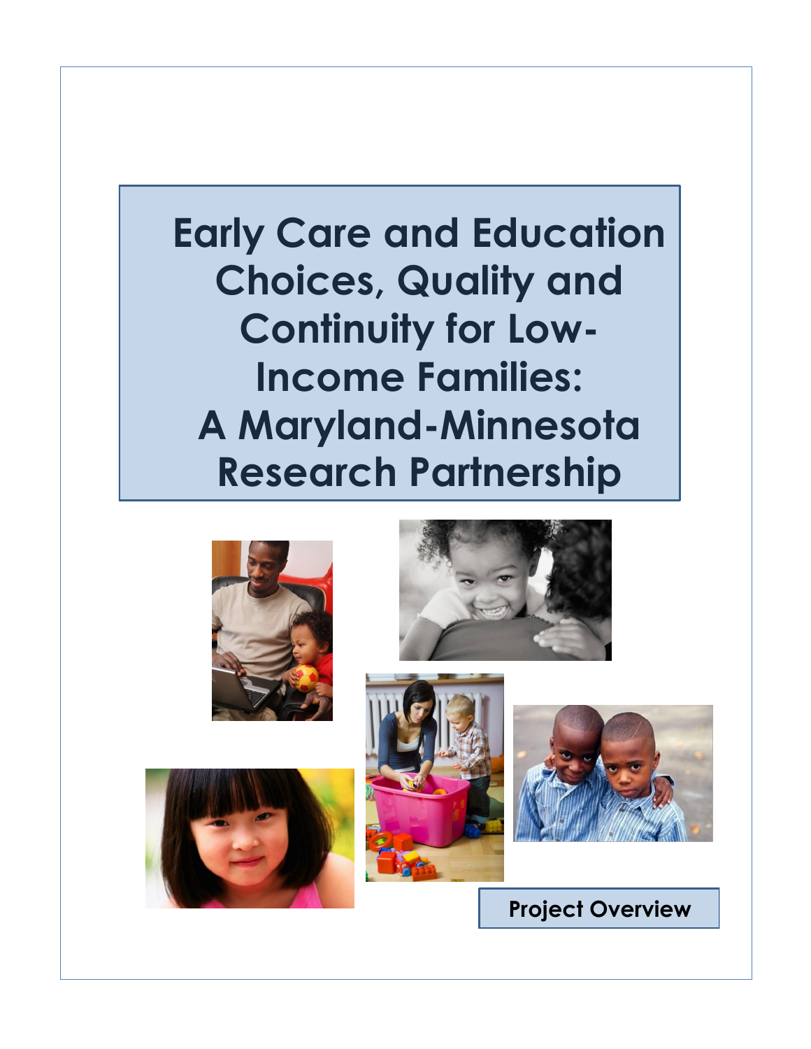# Early Care and Education Choices, Quality and Continuity for Low-Income Families: A Maryland-Minnesota Research Partnership

**Project Overview**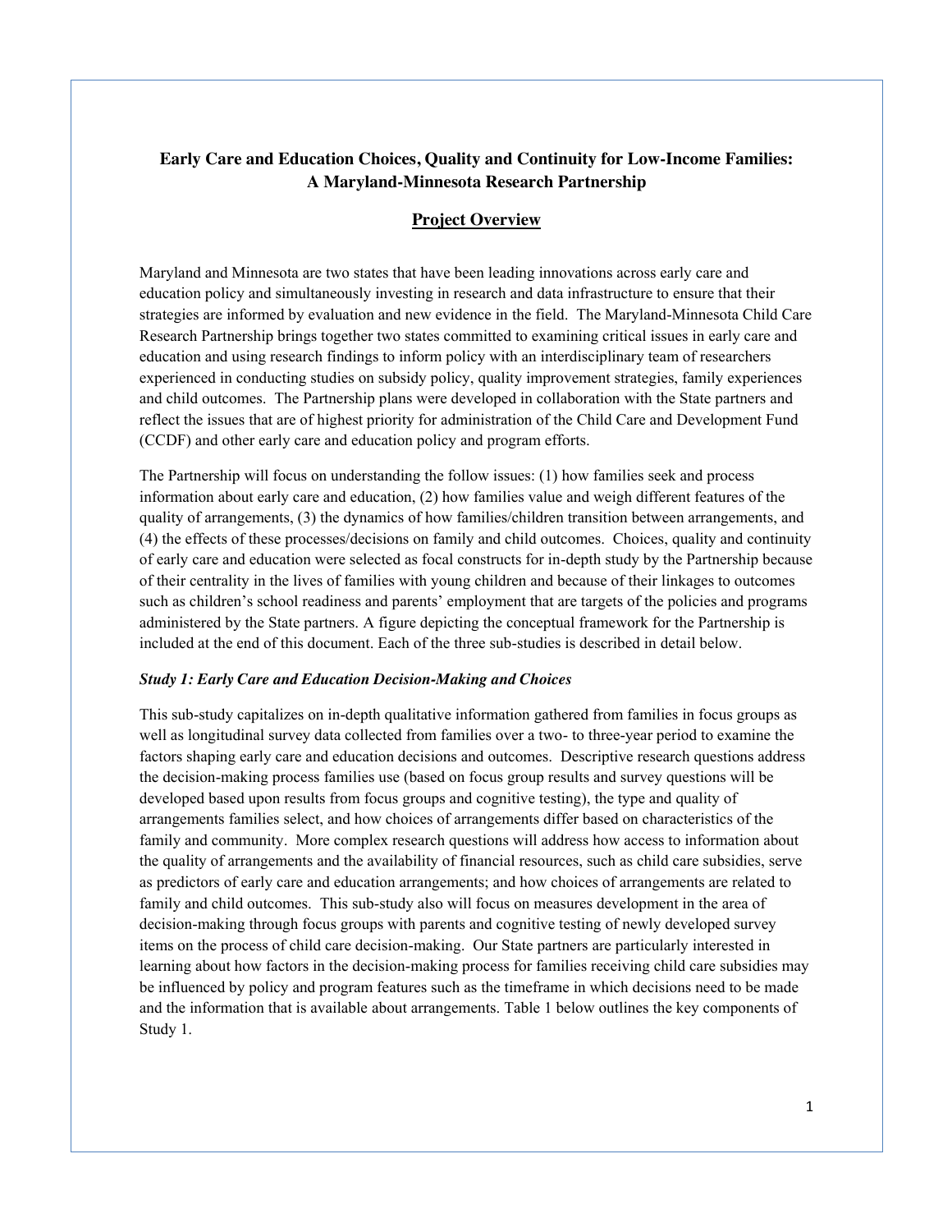## Early Care and Education Choices, Quality and Continuity for Low-Income Families: A Maryland-Minnesota Research Partnership

### Project Overview

Maryland and Minnesota are two states that have been leading innovations across early care and education policy and simultaneously investing in research and data infrastructure to ensure that their strategies are informed by evaluation and new evidence in the field. The Maryland-Minnesota Child Care Research Partnership brings together two states committed to examining critical issues in early care and education and using research findings to inform policy with an interdisciplinary team of researchers experienced in conducting studies on subsidy policy, quality improvement strategies, family experiences and child outcomes. The Partnership plans were developed in collaboration with the State partners and reflect the issues that are of highest priority for administration of the Child Care and Development Fund (CCDF) and other early care and education policy and program efforts.

The Partnership will focus on understanding the follow issues: (1) how families seek and process information about early care and education, (2) how families value and weigh different features of the quality of arrangements, (3) the dynamics of how families/children transition between arrangements, and (4) the effects of these processes/decisions on family and child outcomes. Choices, quality and continuity of early care and education were selected as focal constructs for in-depth study by the Partnership because of their centrality in the lives of families with young children and because of their linkages to outcomes such as children's school readiness and parents' employment that are targets of the policies and programs administered by the State partners. A figure depicting the conceptual framework for the Partnership is included at the end of this document. Each of the three sub-studies is described in detail below.

***Study 1: Early Care and Education Decision-Making and Choices***

This sub-study capitalizes on in-depth qualitative information gathered from families in focus groups as well as longitudinal survey data collected from families over a two- to three-year period to examine the factors shaping early care and education decisions and outcomes. Descriptive research questions address the decision-making process families use (based on focus group results and survey questions will be developed based upon results from focus groups and cognitive testing), the type and quality of arrangements families select, and how choices of arrangements differ based on characteristics of the family and community. More complex research questions will address how access to information about the quality of arrangements and the availability of financial resources, such as child care subsidies, serve as predictors of early care and education arrangements; and how choices of arrangements are related to family and child outcomes. This sub-study also will focus on measures development in the area of decision-making through focus groups with parents and cognitive testing of newly developed survey items on the process of child care decision-making. Our State partners are particularly interested in learning about how factors in the decision-making process for families receiving child care subsidies may be influenced by policy and program features such as the timeframe in which decisions need to be made and the information that is available about arrangements. Table 1 below outlines the key components of Study 1.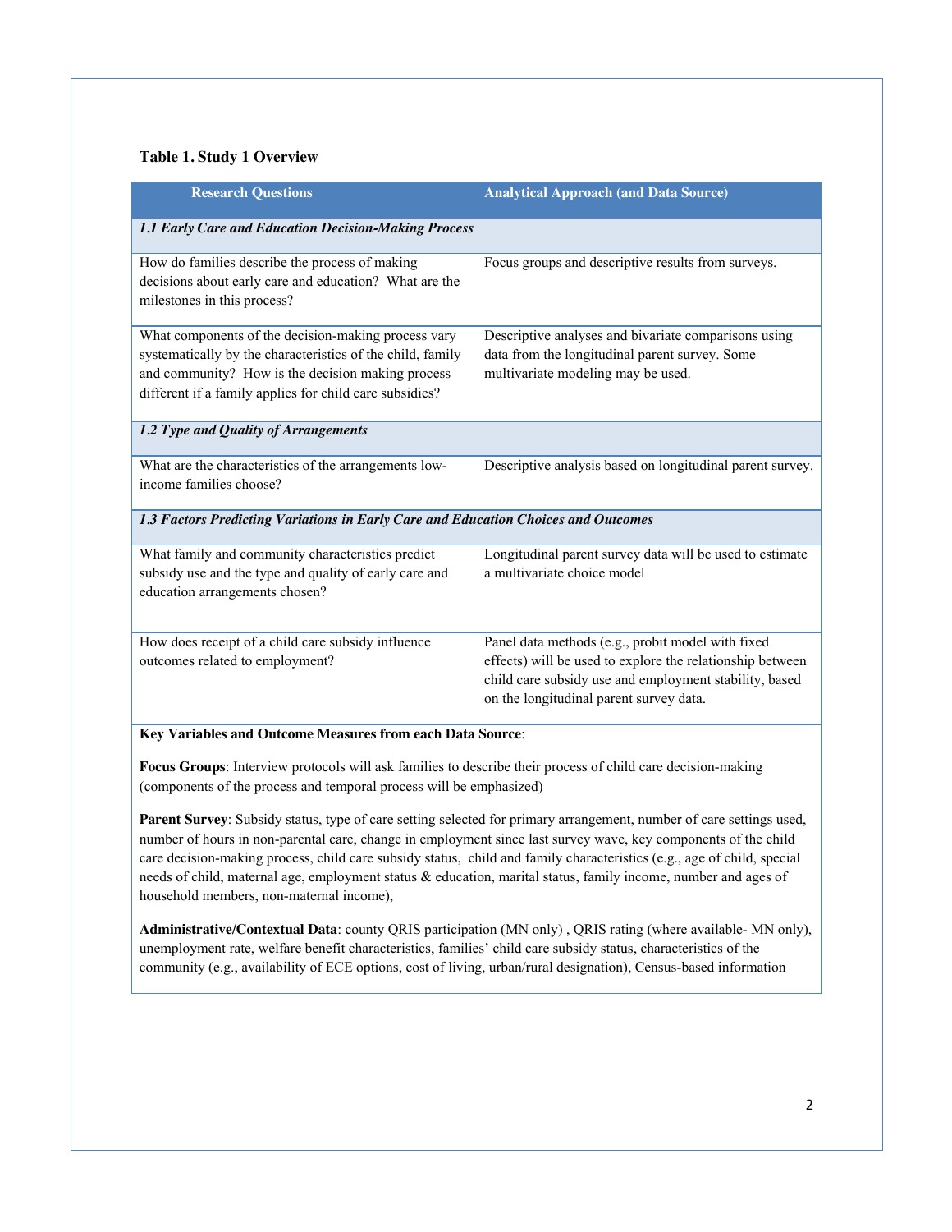**Table 1. Study 1 Overview**

| Research Questions | Analytical Approach (and Data Source) |
|---|---|
| ***1.1 Early Care and Education Decision-Making Process*** | |
| How do families describe the process of making decisions about early care and education? What are the milestones in this process? | Focus groups and descriptive results from surveys. |
| What components of the decision-making process vary systematically by the characteristics of the child, family and community? How is the decision making process different if a family applies for child care subsidies? | Descriptive analyses and bivariate comparisons using data from the longitudinal parent survey. Some multivariate modeling may be used. |
| ***1.2 Type and Quality of Arrangements*** | |
| What are the characteristics of the arrangements low-income families choose? | Descriptive analysis based on longitudinal parent survey. |
| ***1.3 Factors Predicting Variations in Early Care and Education Choices and Outcomes*** | |
| What family and community characteristics predict subsidy use and the type and quality of early care and education arrangements chosen? | Longitudinal parent survey data will be used to estimate a multivariate choice model |
| How does receipt of a child care subsidy influence outcomes related to employment? | Panel data methods (e.g., probit model with fixed effects) will be used to explore the relationship between child care subsidy use and employment stability, based on the longitudinal parent survey data. |

**Key Variables and Outcome Measures from each Data Source**:

**Focus Groups**: Interview protocols will ask families to describe their process of child care decision-making (components of the process and temporal process will be emphasized)

**Parent Survey**: Subsidy status, type of care setting selected for primary arrangement, number of care settings used, number of hours in non-parental care, change in employment since last survey wave, key components of the child care decision-making process, child care subsidy status, child and family characteristics (e.g., age of child, special needs of child, maternal age, employment status & education, marital status, family income, number and ages of household members, non-maternal income),

**Administrative/Contextual Data**: county QRIS participation (MN only) , QRIS rating (where available- MN only), unemployment rate, welfare benefit characteristics, families' child care subsidy status, characteristics of the community (e.g., availability of ECE options, cost of living, urban/rural designation), Census-based information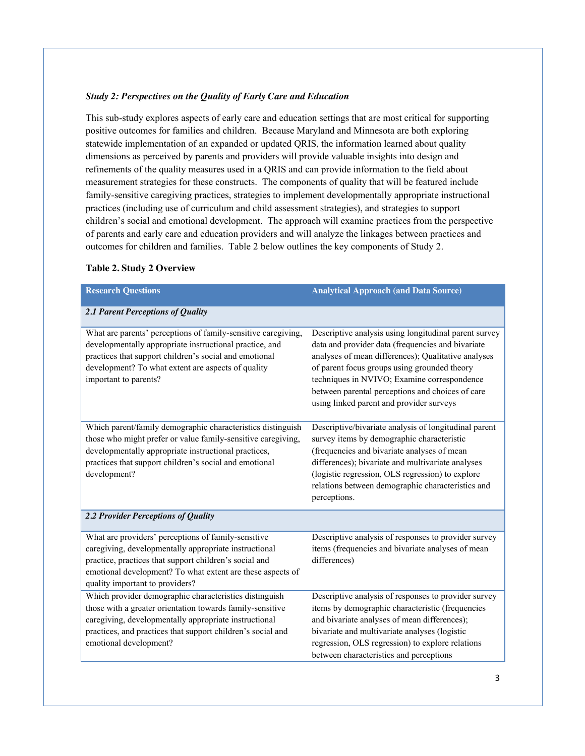### *Study 2: Perspectives on the Quality of Early Care and Education*

This sub-study explores aspects of early care and education settings that are most critical for supporting positive outcomes for families and children. Because Maryland and Minnesota are both exploring statewide implementation of an expanded or updated QRIS, the information learned about quality dimensions as perceived by parents and providers will provide valuable insights into design and refinements of the quality measures used in a QRIS and can provide information to the field about measurement strategies for these constructs. The components of quality that will be featured include family-sensitive caregiving practices, strategies to implement developmentally appropriate instructional practices (including use of curriculum and child assessment strategies), and strategies to support children's social and emotional development. The approach will examine practices from the perspective of parents and early care and education providers and will analyze the linkages between practices and outcomes for children and families. Table 2 below outlines the key components of Study 2.

**Table 2. Study 2 Overview**

| Research Questions | Analytical Approach (and Data Source) |
|---|---|
| ***2.1 Parent Perceptions of Quality*** | |
| What are parents' perceptions of family-sensitive caregiving, developmentally appropriate instructional practice, and practices that support children's social and emotional development? To what extent are aspects of quality important to parents? | Descriptive analysis using longitudinal parent survey data and provider data (frequencies and bivariate analyses of mean differences); Qualitative analyses of parent focus groups using grounded theory techniques in NVIVO; Examine correspondence between parental perceptions and choices of care using linked parent and provider surveys |
| Which parent/family demographic characteristics distinguish those who might prefer or value family-sensitive caregiving, developmentally appropriate instructional practices, practices that support children's social and emotional development? | Descriptive/bivariate analysis of longitudinal parent survey items by demographic characteristic (frequencies and bivariate analyses of mean differences); bivariate and multivariate analyses (logistic regression, OLS regression) to explore relations between demographic characteristics and perceptions. |
| ***2.2 Provider Perceptions of Quality*** | |
| What are providers' perceptions of family-sensitive caregiving, developmentally appropriate instructional practice, practices that support children's social and emotional development? To what extent are these aspects of quality important to providers? | Descriptive analysis of responses to provider survey items (frequencies and bivariate analyses of mean differences) |
| Which provider demographic characteristics distinguish those with a greater orientation towards family-sensitive caregiving, developmentally appropriate instructional practices, and practices that support children's social and emotional development? | Descriptive analysis of responses to provider survey items by demographic characteristic (frequencies and bivariate analyses of mean differences); bivariate and multivariate analyses (logistic regression, OLS regression) to explore relations between characteristics and perceptions |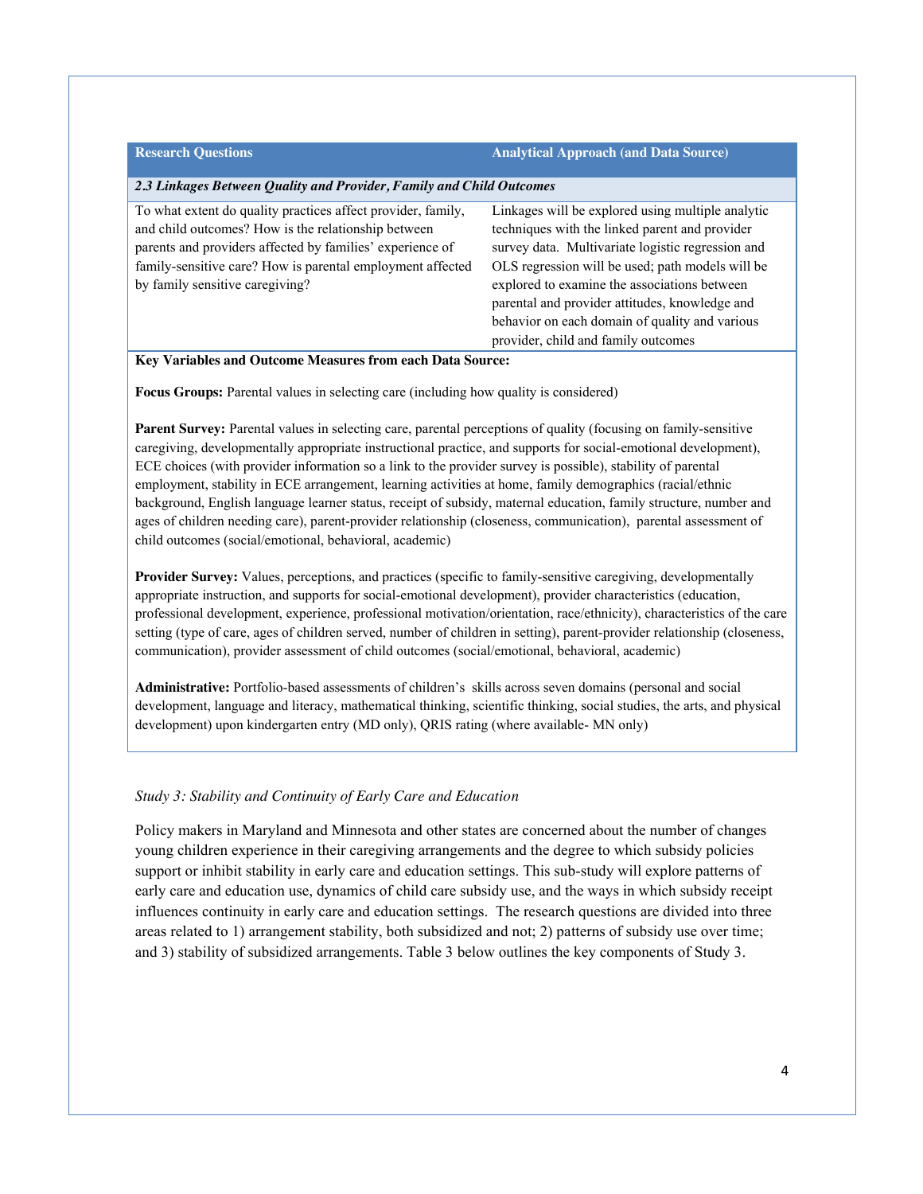| Research Questions | Analytical Approach (and Data Source) |
| --- | --- |
| ***2.3 Linkages Between Quality and Provider, Family and Child Outcomes*** | |
| To what extent do quality practices affect provider, family, and child outcomes? How is the relationship between parents and providers affected by families' experience of family-sensitive care? How is parental employment affected by family sensitive caregiving? | Linkages will be explored using multiple analytic techniques with the linked parent and provider survey data. Multivariate logistic regression and OLS regression will be used; path models will be explored to examine the associations between parental and provider attitudes, knowledge and behavior on each domain of quality and various provider, child and family outcomes |

**Key Variables and Outcome Measures from each Data Source:**

**Focus Groups:** Parental values in selecting care (including how quality is considered)

**Parent Survey:** Parental values in selecting care, parental perceptions of quality (focusing on family-sensitive caregiving, developmentally appropriate instructional practice, and supports for social-emotional development), ECE choices (with provider information so a link to the provider survey is possible), stability of parental employment, stability in ECE arrangement, learning activities at home, family demographics (racial/ethnic background, English language learner status, receipt of subsidy, maternal education, family structure, number and ages of children needing care), parent-provider relationship (closeness, communication), parental assessment of child outcomes (social/emotional, behavioral, academic)

**Provider Survey:** Values, perceptions, and practices (specific to family-sensitive caregiving, developmentally appropriate instruction, and supports for social-emotional development), provider characteristics (education, professional development, experience, professional motivation/orientation, race/ethnicity), characteristics of the care setting (type of care, ages of children served, number of children in setting), parent-provider relationship (closeness, communication), provider assessment of child outcomes (social/emotional, behavioral, academic)

**Administrative:** Portfolio-based assessments of children's skills across seven domains (personal and social development, language and literacy, mathematical thinking, scientific thinking, social studies, the arts, and physical development) upon kindergarten entry (MD only), QRIS rating (where available- MN only)

*Study 3: Stability and Continuity of Early Care and Education*

Policy makers in Maryland and Minnesota and other states are concerned about the number of changes young children experience in their caregiving arrangements and the degree to which subsidy policies support or inhibit stability in early care and education settings. This sub-study will explore patterns of early care and education use, dynamics of child care subsidy use, and the ways in which subsidy receipt influences continuity in early care and education settings. The research questions are divided into three areas related to 1) arrangement stability, both subsidized and not; 2) patterns of subsidy use over time; and 3) stability of subsidized arrangements. Table 3 below outlines the key components of Study 3.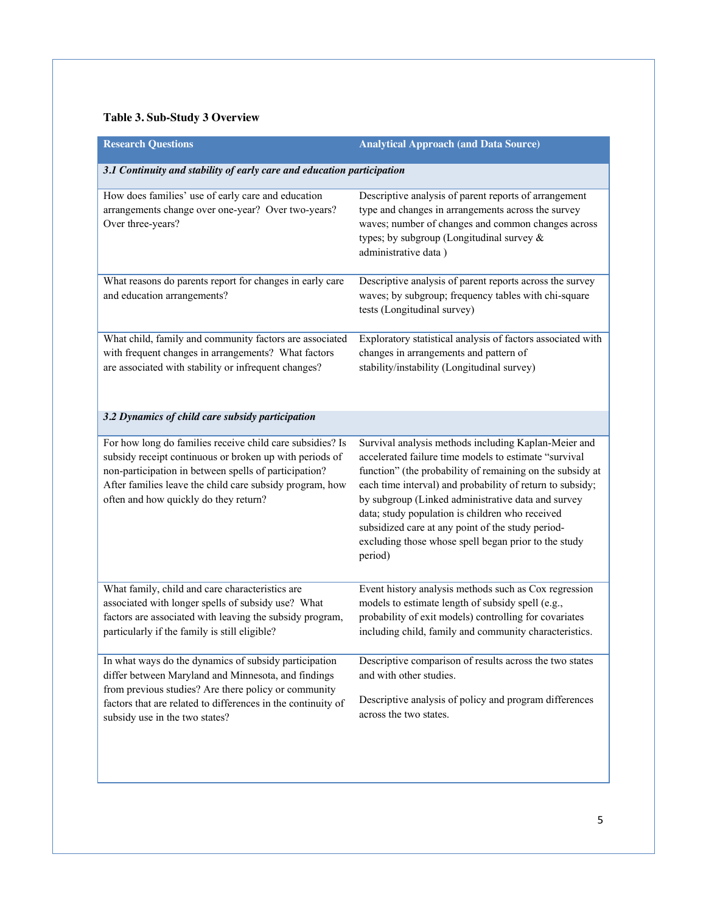**Table 3. Sub-Study 3 Overview**

| Research Questions | Analytical Approach (and Data Source) |
|---|---|
| ***3.1 Continuity and stability of early care and education participation*** | |
| How does families' use of early care and education arrangements change over one-year? Over two-years? Over three-years? | Descriptive analysis of parent reports of arrangement type and changes in arrangements across the survey waves; number of changes and common changes across types; by subgroup (Longitudinal survey & administrative data ) |
| What reasons do parents report for changes in early care and education arrangements? | Descriptive analysis of parent reports across the survey waves; by subgroup; frequency tables with chi-square tests (Longitudinal survey) |
| What child, family and community factors are associated with frequent changes in arrangements? What factors are associated with stability or infrequent changes? | Exploratory statistical analysis of factors associated with changes in arrangements and pattern of stability/instability (Longitudinal survey) |
| ***3.2 Dynamics of child care subsidy participation*** | |
| For how long do families receive child care subsidies? Is subsidy receipt continuous or broken up with periods of non-participation in between spells of participation? After families leave the child care subsidy program, how often and how quickly do they return? | Survival analysis methods including Kaplan-Meier and accelerated failure time models to estimate "survival function" (the probability of remaining on the subsidy at each time interval) and probability of return to subsidy; by subgroup (Linked administrative data and survey data; study population is children who received subsidized care at any point of the study period-excluding those whose spell began prior to the study period) |
| What family, child and care characteristics are associated with longer spells of subsidy use? What factors are associated with leaving the subsidy program, particularly if the family is still eligible? | Event history analysis methods such as Cox regression models to estimate length of subsidy spell (e.g., probability of exit models) controlling for covariates including child, family and community characteristics. |
| In what ways do the dynamics of subsidy participation differ between Maryland and Minnesota, and findings from previous studies? Are there policy or community factors that are related to differences in the continuity of subsidy use in the two states? | Descriptive comparison of results across the two states and with other studies.<br><br>Descriptive analysis of policy and program differences across the two states. |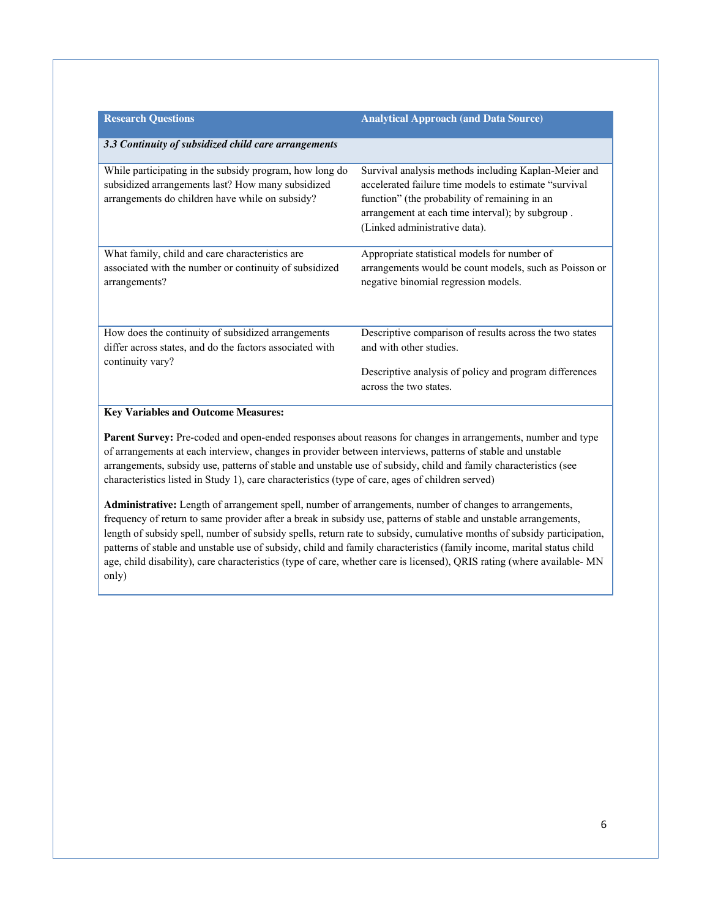| Research Questions | Analytical Approach (and Data Source) |
|---|---|
| ***3.3 Continuity of subsidized child care arrangements*** | |
| While participating in the subsidy program, how long do subsidized arrangements last? How many subsidized arrangements do children have while on subsidy? | Survival analysis methods including Kaplan-Meier and accelerated failure time models to estimate "survival function" (the probability of remaining in an arrangement at each time interval); by subgroup . (Linked administrative data). |
| What family, child and care characteristics are associated with the number or continuity of subsidized arrangements? | Appropriate statistical models for number of arrangements would be count models, such as Poisson or negative binomial regression models. |
| How does the continuity of subsidized arrangements differ across states, and do the factors associated with continuity vary? | Descriptive comparison of results across the two states and with other studies.<br><br>Descriptive analysis of policy and program differences across the two states. |

**Key Variables and Outcome Measures:**

**Parent Survey:** Pre-coded and open-ended responses about reasons for changes in arrangements, number and type of arrangements at each interview, changes in provider between interviews, patterns of stable and unstable arrangements, subsidy use, patterns of stable and unstable use of subsidy, child and family characteristics (see characteristics listed in Study 1), care characteristics (type of care, ages of children served)

**Administrative:** Length of arrangement spell, number of arrangements, number of changes to arrangements, frequency of return to same provider after a break in subsidy use, patterns of stable and unstable arrangements, length of subsidy spell, number of subsidy spells, return rate to subsidy, cumulative months of subsidy participation, patterns of stable and unstable use of subsidy, child and family characteristics (family income, marital status child age, child disability), care characteristics (type of care, whether care is licensed), QRIS rating (where available- MN only)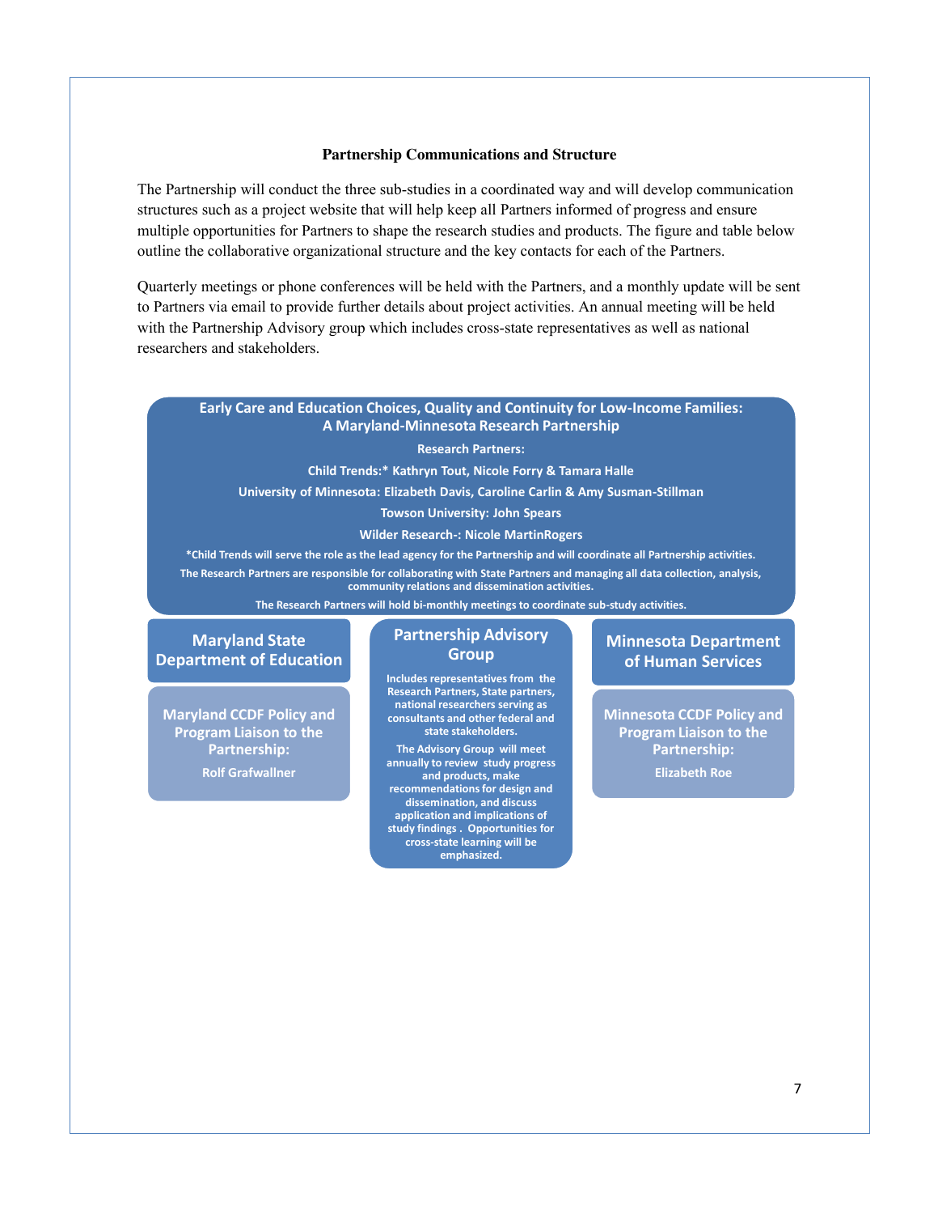### Partnership Communications and Structure

The Partnership will conduct the three sub-studies in a coordinated way and will develop communication structures such as a project website that will help keep all Partners informed of progress and ensure multiple opportunities for Partners to shape the research studies and products. The figure and table below outline the collaborative organizational structure and the key contacts for each of the Partners.

Quarterly meetings or phone conferences will be held with the Partners, and a monthly update will be sent to Partners via email to provide further details about project activities. An annual meeting will be held with the Partnership Advisory group which includes cross-state representatives as well as national researchers and stakeholders.

**Early Care and Education Choices, Quality and Continuity for Low-Income Families: A Maryland-Minnesota Research Partnership**

**Research Partners:**

Child Trends:* Kathryn Tout, Nicole Forry & Tamara Halle

University of Minnesota: Elizabeth Davis, Caroline Carlin & Amy Susman-Stillman

Towson University: John Spears

Wilder Research-: Nicole MartinRogers

*Child Trends will serve the role as the lead agency for the Partnership and will coordinate all Partnership activities.

The Research Partners are responsible for collaborating with State Partners and managing all data collection, analysis, community relations and dissemination activities.

The Research Partners will hold bi-monthly meetings to coordinate sub-study activities.

**Maryland State Department of Education**

Maryland CCDF Policy and Program Liaison to the Partnership: Rolf Grafwallner

**Partnership Advisory Group**

Includes representatives from the Research Partners, State partners, national researchers serving as consultants and other federal and state stakeholders.

The Advisory Group will meet annually to review study progress and products, make recommendations for design and dissemination, and discuss application and implications of study findings. Opportunities for cross-state learning will be emphasized.

**Minnesota Department of Human Services**

Minnesota CCDF Policy and Program Liaison to the Partnership: Elizabeth Roe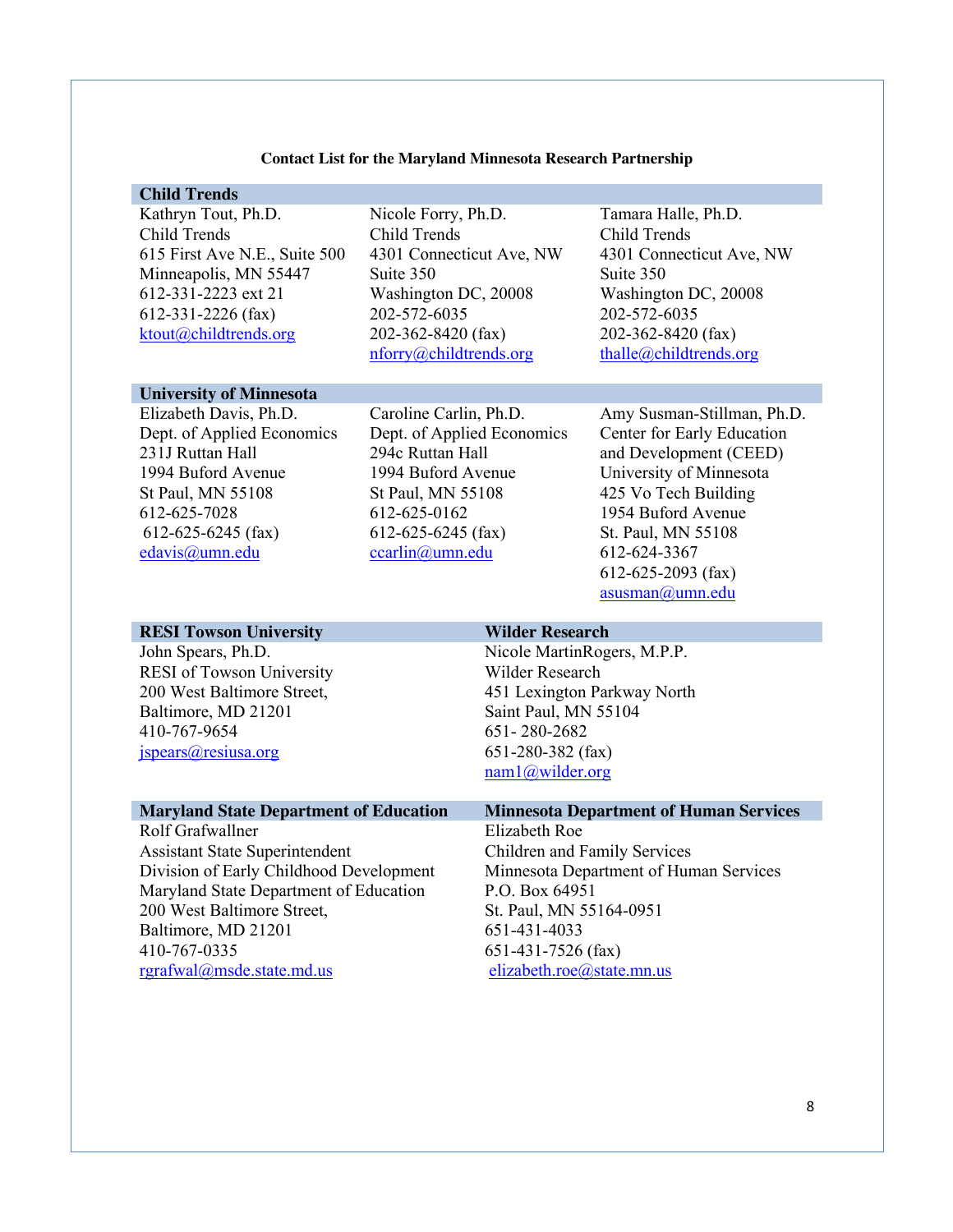**Contact List for the Maryland Minnesota Research Partnership**

## Child Trends

Kathryn Tout, Ph.D.
Child Trends
615 First Ave N.E., Suite 500
Minneapolis, MN 55447
612-331-2223 ext 21
612-331-2226 (fax)
ktout@childtrends.org

Nicole Forry, Ph.D.
Child Trends
4301 Connecticut Ave, NW
Suite 350
Washington DC, 20008
202-572-6035
202-362-8420 (fax)
nforry@childtrends.org

Tamara Halle, Ph.D.
Child Trends
4301 Connecticut Ave, NW
Suite 350
Washington DC, 20008
202-572-6035
202-362-8420 (fax)
thalle@childtrends.org

## University of Minnesota

Elizabeth Davis, Ph.D.
Dept. of Applied Economics
231J Ruttan Hall
1994 Buford Avenue
St Paul, MN 55108
612-625-7028
612-625-6245 (fax)
edavis@umn.edu

Caroline Carlin, Ph.D.
Dept. of Applied Economics
294c Ruttan Hall
1994 Buford Avenue
St Paul, MN 55108
612-625-0162
612-625-6245 (fax)
ccarlin@umn.edu

Amy Susman-Stillman, Ph.D.
Center for Early Education and Development (CEED)
University of Minnesota
425 Vo Tech Building
1954 Buford Avenue
St. Paul, MN 55108
612-624-3367
612-625-2093 (fax)
asusman@umn.edu

## RESI Towson University

John Spears, Ph.D.
RESI of Towson University
200 West Baltimore Street,
Baltimore, MD 21201
410-767-9654
jspears@resiusa.org

## Wilder Research

Nicole MartinRogers, M.P.P.
Wilder Research
451 Lexington Parkway North
Saint Paul, MN 55104
651- 280-2682
651-280-382 (fax)
nam1@wilder.org

## Maryland State Department of Education

Rolf Grafwallner
Assistant State Superintendent
Division of Early Childhood Development
Maryland State Department of Education
200 West Baltimore Street,
Baltimore, MD 21201
410-767-0335
rgrafwal@msde.state.md.us

## Minnesota Department of Human Services

Elizabeth Roe
Children and Family Services
Minnesota Department of Human Services
P.O. Box 64951
St. Paul, MN 55164-0951
651-431-4033
651-431-7526 (fax)
elizabeth.roe@state.mn.us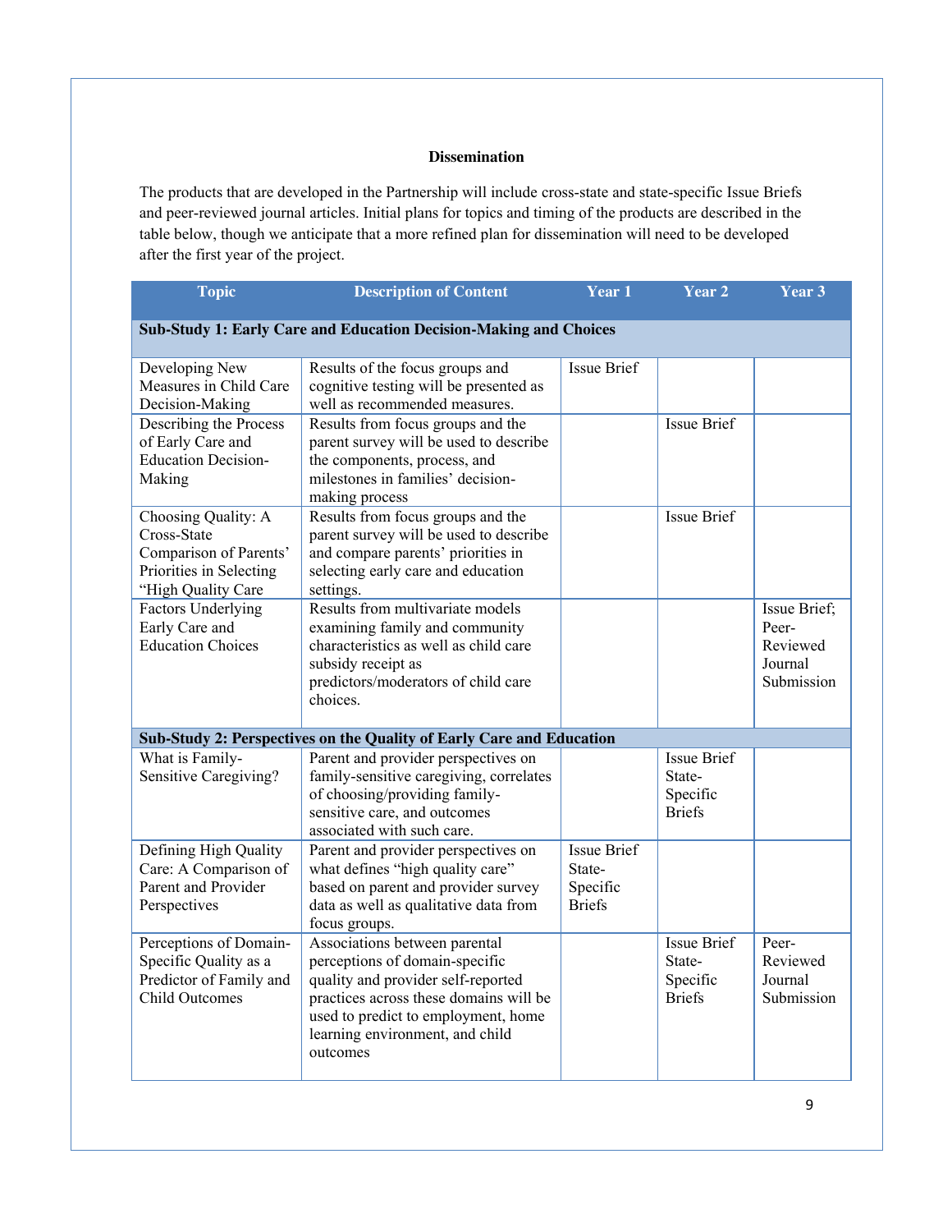## Dissemination

The products that are developed in the Partnership will include cross-state and state-specific Issue Briefs and peer-reviewed journal articles. Initial plans for topics and timing of the products are described in the table below, though we anticipate that a more refined plan for dissemination will need to be developed after the first year of the project.

| Topic | Description of Content | Year 1 | Year 2 | Year 3 |
|---|---|---|---|---|
| **Sub-Study 1: Early Care and Education Decision-Making and Choices** | | | | |
| Developing New Measures in Child Care Decision-Making | Results of the focus groups and cognitive testing will be presented as well as recommended measures. | Issue Brief | | |
| Describing the Process of Early Care and Education Decision-Making | Results from focus groups and the parent survey will be used to describe the components, process, and milestones in families' decision-making process | | Issue Brief | |
| Choosing Quality: A Cross-State Comparison of Parents' Priorities in Selecting "High Quality Care | Results from focus groups and the parent survey will be used to describe and compare parents' priorities in selecting early care and education settings. | | Issue Brief | |
| Factors Underlying Early Care and Education Choices | Results from multivariate models examining family and community characteristics as well as child care subsidy receipt as predictors/moderators of child care choices. | | | Issue Brief; Peer-Reviewed Journal Submission |
| **Sub-Study 2: Perspectives on the Quality of Early Care and Education** | | | | |
| What is Family-Sensitive Caregiving? | Parent and provider perspectives on family-sensitive caregiving, correlates of choosing/providing family-sensitive care, and outcomes associated with such care. | | Issue Brief State-Specific Briefs | |
| Defining High Quality Care: A Comparison of Parent and Provider Perspectives | Parent and provider perspectives on what defines "high quality care" based on parent and provider survey data as well as qualitative data from focus groups. | Issue Brief State-Specific Briefs | | |
| Perceptions of Domain-Specific Quality as a Predictor of Family and Child Outcomes | Associations between parental perceptions of domain-specific quality and provider self-reported practices across these domains will be used to predict to employment, home learning environment, and child outcomes | | Issue Brief State-Specific Briefs | Peer-Reviewed Journal Submission |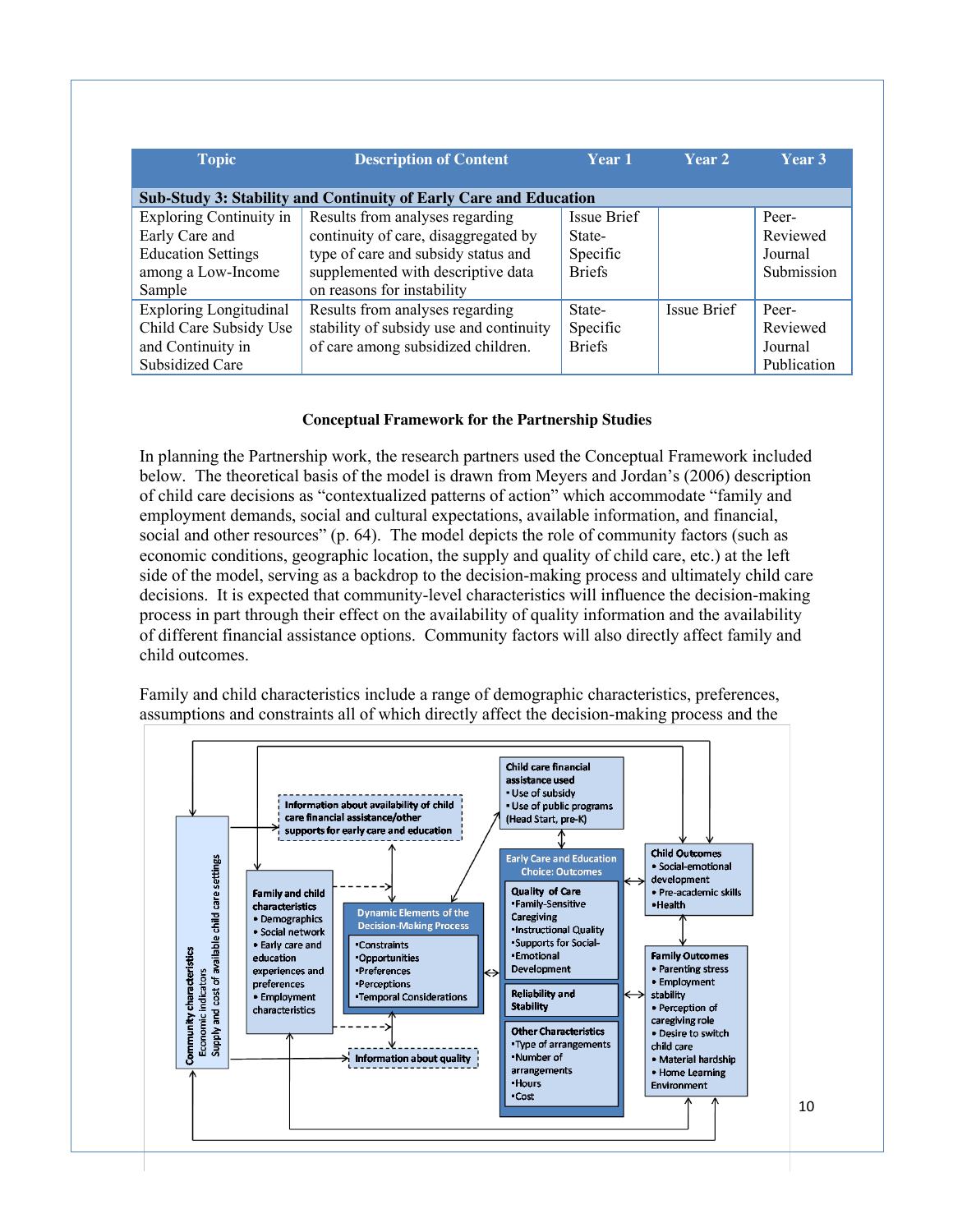| Topic | Description of Content | Year 1 | Year 2 | Year 3 |
|---|---|---|---|---|
| **Sub-Study 3: Stability and Continuity of Early Care and Education** | | | | |
| Exploring Continuity in Early Care and Education Settings among a Low-Income Sample | Results from analyses regarding continuity of care, disaggregated by type of care and subsidy status and supplemented with descriptive data on reasons for instability | Issue Brief State-Specific Briefs | | Peer-Reviewed Journal Submission |
| Exploring Longitudinal Child Care Subsidy Use and Continuity in Subsidized Care | Results from analyses regarding stability of subsidy use and continuity of care among subsidized children. | State-Specific Briefs | Issue Brief | Peer-Reviewed Journal Publication |

**Conceptual Framework for the Partnership Studies**

In planning the Partnership work, the research partners used the Conceptual Framework included below. The theoretical basis of the model is drawn from Meyers and Jordan's (2006) description of child care decisions as "contextualized patterns of action" which accommodate "family and employment demands, social and cultural expectations, available information, and financial, social and other resources" (p. 64). The model depicts the role of community factors (such as economic conditions, geographic location, the supply and quality of child care, etc.) at the left side of the model, serving as a backdrop to the decision-making process and ultimately child care decisions. It is expected that community-level characteristics will influence the decision-making process in part through their effect on the availability of quality information and the availability of different financial assistance options. Community factors will also directly affect family and child outcomes.

Family and child characteristics include a range of demographic characteristics, preferences, assumptions and constraints all of which directly affect the decision-making process and the

Community characteristics
Economic indicators
Supply and cost of available child care settings

Information about availability of child care financial assistance/other supports for early care and education

Child care financial assistance used
- Use of subsidy
- Use of public programs (Head Start, pre-K)

Family and child characteristics
- Demographics
- Social network
- Early care and education experiences and preferences
- Employment characteristics

Dynamic Elements of the Decision-Making Process
- Constraints
- Opportunities
- Preferences
- Perceptions
- Temporal Considerations

Early Care and Education Choice: Outcomes

Quality of Care
- Family-Sensitive Caregiving
- Instructional Quality
- Supports for Social-Emotional Development

Reliability and Stability

Other Characteristics
- Type of arrangements
- Number of arrangements
- Hours
- Cost

Child Outcomes
- Social-emotional development
- Pre-academic skills
- Health

Family Outcomes
- Parenting stress
- Employment stability
- Perception of caregiving role
- Desire to switch child care
- Material hardship
- Home Learning Environment

Information about quality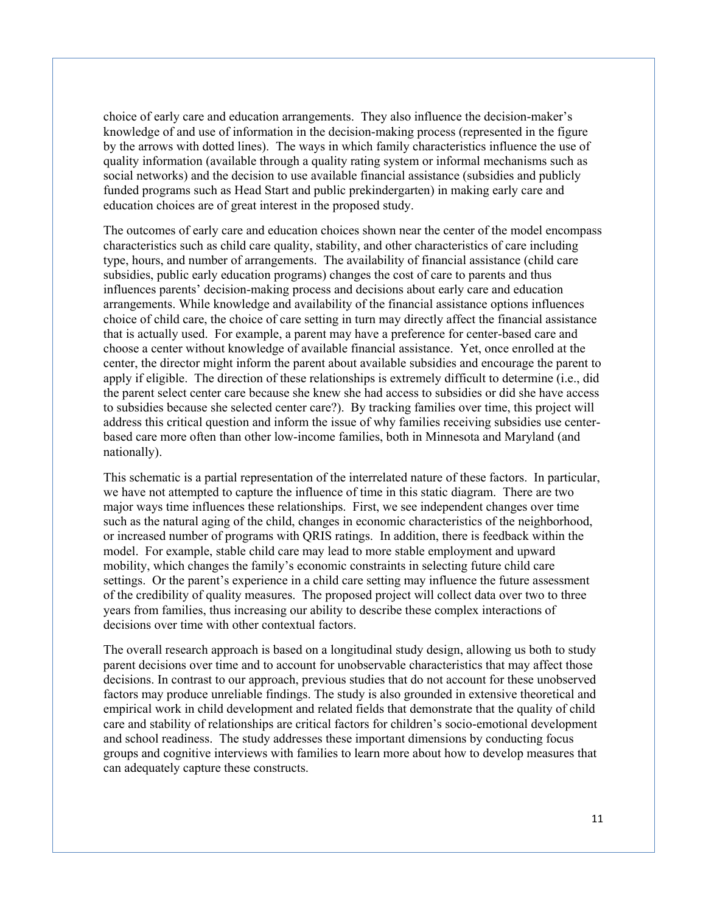choice of early care and education arrangements. They also influence the decision-maker's knowledge of and use of information in the decision-making process (represented in the figure by the arrows with dotted lines). The ways in which family characteristics influence the use of quality information (available through a quality rating system or informal mechanisms such as social networks) and the decision to use available financial assistance (subsidies and publicly funded programs such as Head Start and public prekindergarten) in making early care and education choices are of great interest in the proposed study.

The outcomes of early care and education choices shown near the center of the model encompass characteristics such as child care quality, stability, and other characteristics of care including type, hours, and number of arrangements. The availability of financial assistance (child care subsidies, public early education programs) changes the cost of care to parents and thus influences parents' decision-making process and decisions about early care and education arrangements. While knowledge and availability of the financial assistance options influences choice of child care, the choice of care setting in turn may directly affect the financial assistance that is actually used. For example, a parent may have a preference for center-based care and choose a center without knowledge of available financial assistance. Yet, once enrolled at the center, the director might inform the parent about available subsidies and encourage the parent to apply if eligible. The direction of these relationships is extremely difficult to determine (i.e., did the parent select center care because she knew she had access to subsidies or did she have access to subsidies because she selected center care?). By tracking families over time, this project will address this critical question and inform the issue of why families receiving subsidies use center-based care more often than other low-income families, both in Minnesota and Maryland (and nationally).

This schematic is a partial representation of the interrelated nature of these factors. In particular, we have not attempted to capture the influence of time in this static diagram. There are two major ways time influences these relationships. First, we see independent changes over time such as the natural aging of the child, changes in economic characteristics of the neighborhood, or increased number of programs with QRIS ratings. In addition, there is feedback within the model. For example, stable child care may lead to more stable employment and upward mobility, which changes the family's economic constraints in selecting future child care settings. Or the parent's experience in a child care setting may influence the future assessment of the credibility of quality measures. The proposed project will collect data over two to three years from families, thus increasing our ability to describe these complex interactions of decisions over time with other contextual factors.

The overall research approach is based on a longitudinal study design, allowing us both to study parent decisions over time and to account for unobservable characteristics that may affect those decisions. In contrast to our approach, previous studies that do not account for these unobserved factors may produce unreliable findings. The study is also grounded in extensive theoretical and empirical work in child development and related fields that demonstrate that the quality of child care and stability of relationships are critical factors for children's socio-emotional development and school readiness. The study addresses these important dimensions by conducting focus groups and cognitive interviews with families to learn more about how to develop measures that can adequately capture these constructs.